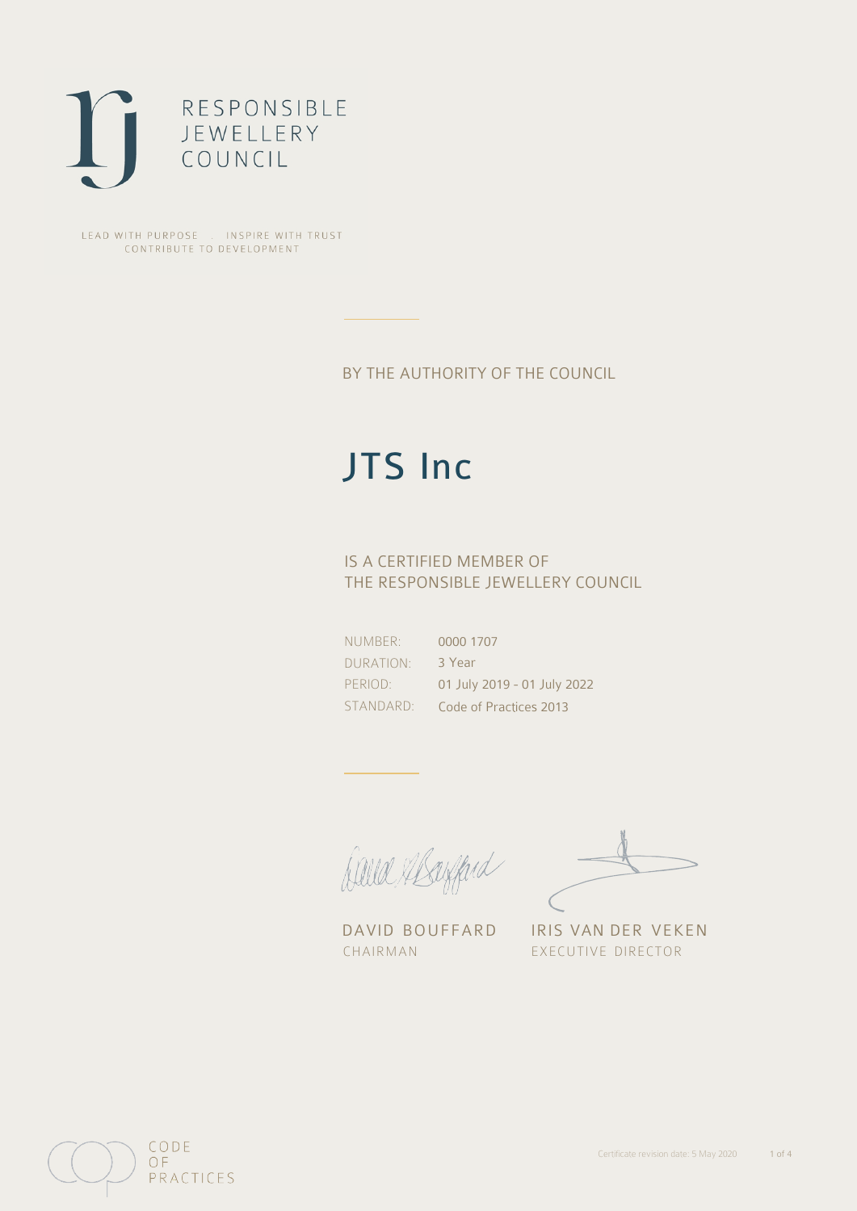RESPONSIBLE
JEWELLERY
COUNCIL

LEAD WITH PURPOSE . INSPIRE WITH TRUST
CONTRIBUTE TO DEVELOPMENT

BY THE AUTHORITY OF THE COUNCIL

# JTS Inc

IS A CERTIFIED MEMBER OF
THE RESPONSIBLE JEWELLERY COUNCIL

| | |
|---|---|
| NUMBER: | 0000 1707 |
| DURATION: | 3 Year |
| PERIOD: | 01 July 2019 - 01 July 2022 |
| STANDARD: | Code of Practices 2013 |

DAVID BOUFFARD
CHAIRMAN

IRIS VAN DER VEKEN
EXECUTIVE DIRECTOR

CODE
OF
PRACTICES

Certificate revision date: 5 May 2020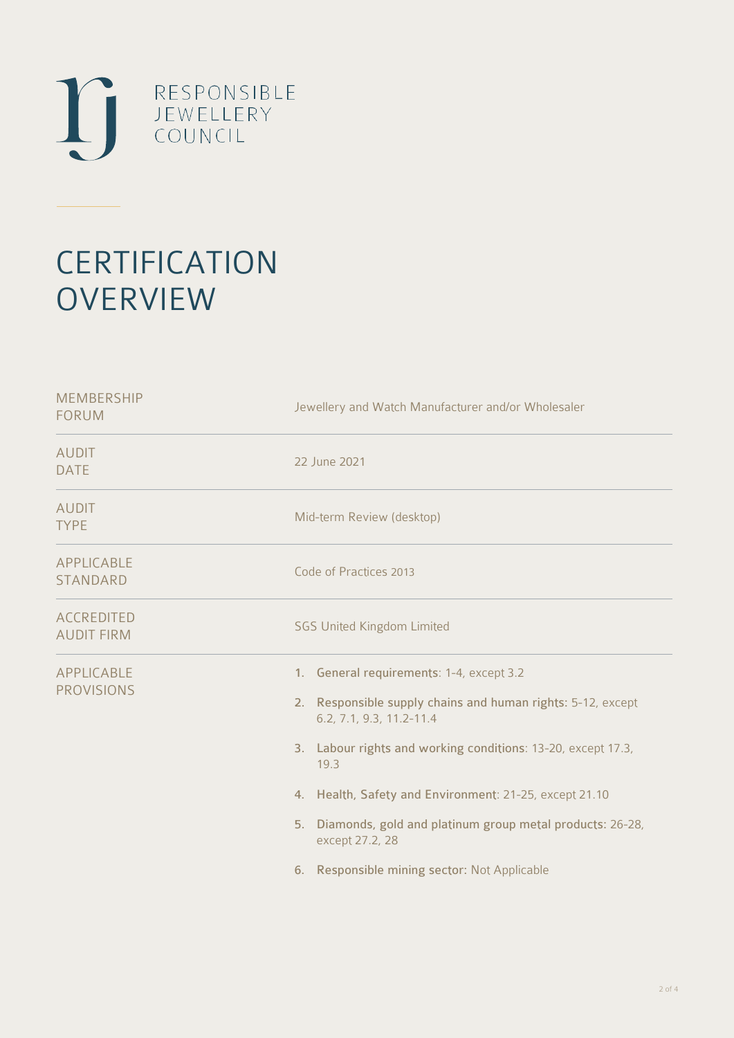RESPONSIBLE JEWELLERY COUNCIL

# CERTIFICATION OVERVIEW

| | |
|---|---|
| MEMBERSHIP FORUM | Jewellery and Watch Manufacturer and/or Wholesaler |
| AUDIT DATE | 22 June 2021 |
| AUDIT TYPE | Mid-term Review (desktop) |
| APPLICABLE STANDARD | Code of Practices 2013 |
| ACCREDITED AUDIT FIRM | SGS United Kingdom Limited |
| APPLICABLE PROVISIONS | 1. **General requirements**: 1-4, except 3.2<br>2. **Responsible supply chains and human rights**: 5-12, except 6.2, 7.1, 9.3, 11.2-11.4<br>3. **Labour rights and working conditions**: 13-20, except 17.3, 19.3<br>4. **Health, Safety and Environment**: 21-25, except 21.10<br>5. **Diamonds, gold and platinum group metal products**: 26-28, except 27.2, 28<br>6. **Responsible mining sector**: Not Applicable |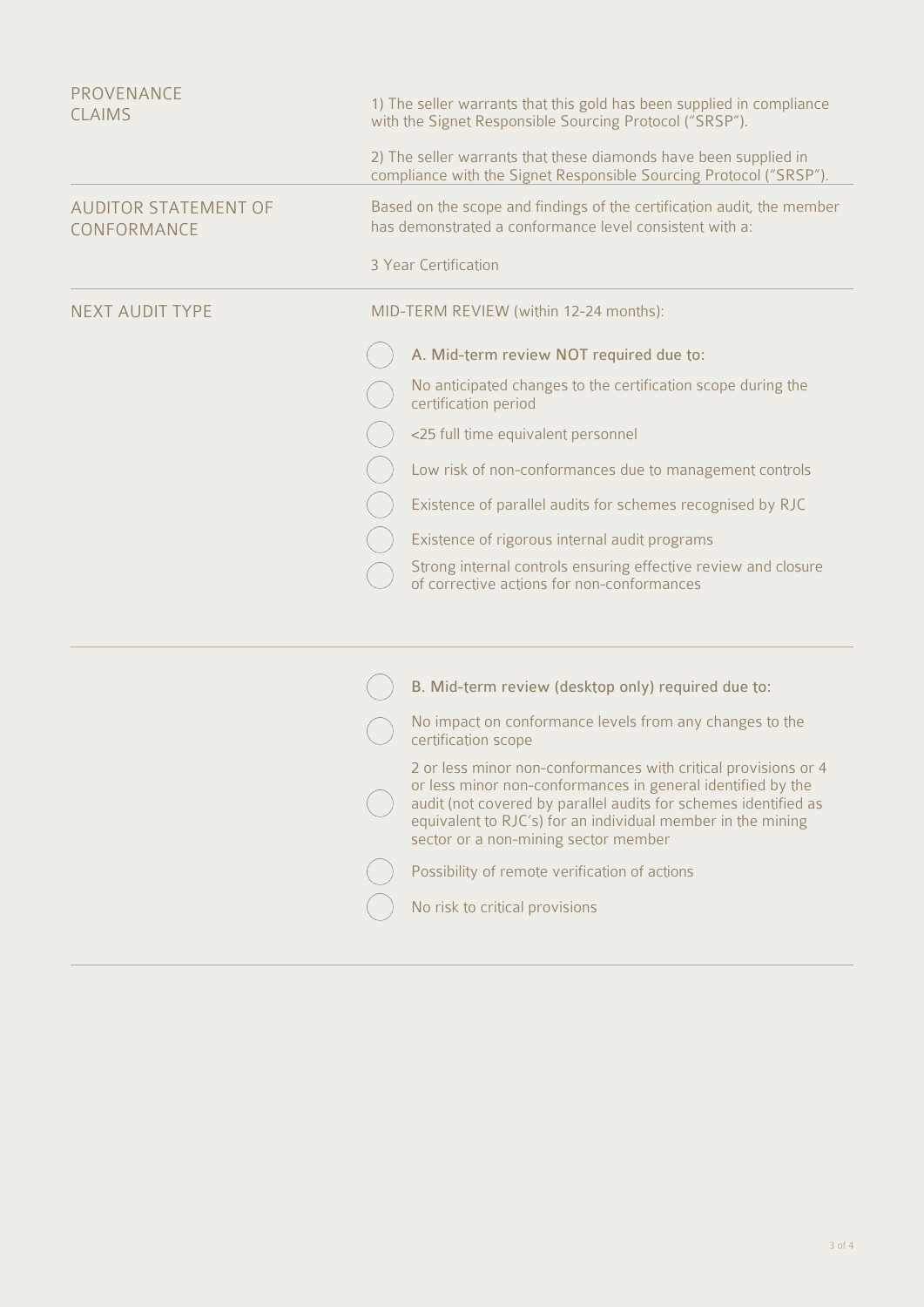**PROVENANCE CLAIMS**

1) The seller warrants that this gold has been supplied in compliance with the Signet Responsible Sourcing Protocol ("SRSP").

2) The seller warrants that these diamonds have been supplied in compliance with the Signet Responsible Sourcing Protocol ("SRSP").

---

**AUDITOR STATEMENT OF CONFORMANCE**

Based on the scope and findings of the certification audit, the member has demonstrated a conformance level consistent with a:

3 Year Certification

---

**NEXT AUDIT TYPE**

MID-TERM REVIEW (within 12-24 months):

- ◯ A. Mid-term review NOT required due to:
- ◯ No anticipated changes to the certification scope during the certification period
- ◯ <25 full time equivalent personnel
- ◯ Low risk of non-conformances due to management controls
- ◯ Existence of parallel audits for schemes recognised by RJC
- ◯ Existence of rigorous internal audit programs
- ◯ Strong internal controls ensuring effective review and closure of corrective actions for non-conformances

---

- ◯ B. Mid-term review (desktop only) required due to:
- ◯ No impact on conformance levels from any changes to the certification scope
- ◯ 2 or less minor non-conformances with critical provisions or 4 or less minor non-conformances in general identified by the audit (not covered by parallel audits for schemes identified as equivalent to RJC's) for an individual member in the mining sector or a non-mining sector member
- ◯ Possibility of remote verification of actions
- ◯ No risk to critical provisions

---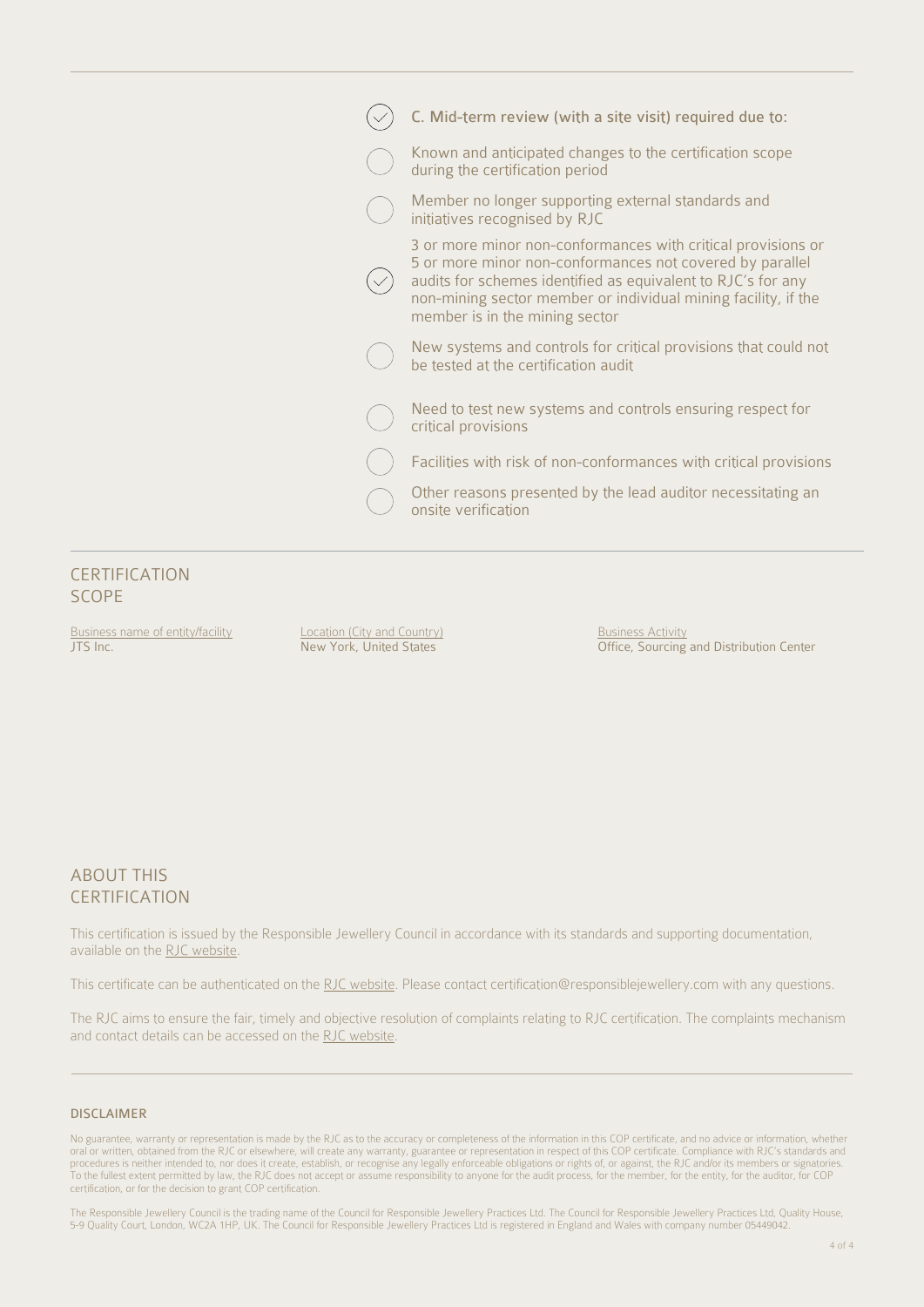- [x] C. Mid-term review (with a site visit) required due to:
- [ ] Known and anticipated changes to the certification scope during the certification period
- [ ] Member no longer supporting external standards and initiatives recognised by RJC
- [x] 3 or more minor non-conformances with critical provisions or 5 or more minor non-conformances not covered by parallel audits for schemes identified as equivalent to RJC's for any non-mining sector member or individual mining facility, if the member is in the mining sector
- [ ] New systems and controls for critical provisions that could not be tested at the certification audit
- [ ] Need to test new systems and controls ensuring respect for critical provisions
- [ ] Facilities with risk of non-conformances with critical provisions
- [ ] Other reasons presented by the lead auditor necessitating an onsite verification

## CERTIFICATION SCOPE

| Business name of entity/facility | Location (City and Country) | Business Activity |
| --- | --- | --- |
| JTS Inc. | New York, United States | Office, Sourcing and Distribution Center |

## ABOUT THIS CERTIFICATION

This certification is issued by the Responsible Jewellery Council in accordance with its standards and supporting documentation, available on the RJC website.

This certificate can be authenticated on the RJC website. Please contact certification@responsiblejewellery.com with any questions.

The RJC aims to ensure the fair, timely and objective resolution of complaints relating to RJC certification. The complaints mechanism and contact details can be accessed on the RJC website.

### DISCLAIMER

No guarantee, warranty or representation is made by the RJC as to the accuracy or completeness of the information in this COP certificate, and no advice or information, whether oral or written, obtained from the RJC or elsewhere, will create any warranty, guarantee or representation in respect of this COP certificate. Compliance with RJC's standards and procedures is neither intended to, nor does it create, establish, or recognise any legally enforceable obligations or rights of, or against, the RJC and/or its members or signatories. To the fullest extent permitted by law, the RJC does not accept or assume responsibility to anyone for the audit process, for the member, for the entity, for the auditor, for COP certification, or for the decision to grant COP certification.

The Responsible Jewellery Council is the trading name of the Council for Responsible Jewellery Practices Ltd. The Council for Responsible Jewellery Practices Ltd, Quality House, 5-9 Quality Court, London, WC2A 1HP, UK. The Council for Responsible Jewellery Practices Ltd is registered in England and Wales with company number 05449042.